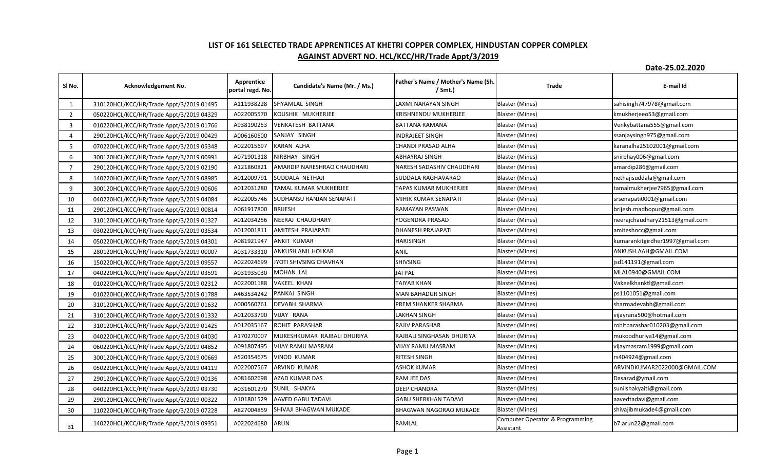**LIST OF 161 SELECTED TRADE APPRENTICES AT KHETRI COPPER COMPLEX, HINDUSTAN COPPER COMPLEX**

**AGAINST ADVERT NO. HCL/KCC/HR/Trade Appt/3/2019**

**Date-25.02.2020**

| Sl No. | Acknowledgement No. | Apprentice portal regd. No. | Candidate's Name (Mr. / Ms.) | Father's Name / Mother's Name (Sh. / Smt.) | Trade | E-mail Id |
|---|---|---|---|---|---|---|
| 1 | 310120HCL/KCC/HR/Trade Appt/3/2019 01495 | A111938228 | SHYAMLAL SINGH | LAXMI NARAYAN SINGH | Blaster (Mines) | sahisingh747978@gmail.com |
| 2 | 050220HCL/KCC/HR/Trade Appt/3/2019 04329 | A022005570 | KOUSHIK MUKHERJEE | KRISHNENDU MUKHERJEE | Blaster (Mines) | kmukherjeeo53@gmail.com |
| 3 | 010220HCL/KCC/HR/Trade Appt/3/2019 01766 | A938190253 | VENKATESH BATTANA | BATTANA RAMANA | Blaster (Mines) | Venkybattana555@gmail.com |
| 4 | 290120HCL/KCC/HR/Trade Appt/3/2019 00429 | A006160600 | SANJAY SINGH | INDRAJEET SINGH | Blaster (Mines) | ssanjaysingh975@gmail.com |
| 5 | 070220HCL/KCC/HR/Trade Appt/3/2019 05348 | A022015697 | KARAN ALHA | CHANDI PRASAD ALHA | Blaster (Mines) | karanalha25102001@gmail.com |
| 6 | 300120HCL/KCC/HR/Trade Appt/3/2019 00991 | A071901318 | NIRBHAY SINGH | ABHAYRAJ SINGH | Blaster (Mines) | snirbhay006@gmail.com |
| 7 | 290120HCL/KCC/HR/Trade Appt/3/2019 02190 | A121860821 | AMARDIP NARESHRAO CHAUDHARI | NARESH SADASHIV CHAUDHARI | Blaster (Mines) | amardip286@gmail.com |
| 8 | 140220HCL/KCC/HR/Trade Appt/3/2019 08985 | A012009791 | SUDDALA NETHAJI | SUDDALA RAGHAVARAO | Blaster (Mines) | nethajisuddala@gmail.com |
| 9 | 300120HCL/KCC/HR/Trade Appt/3/2019 00606 | A012031280 | TAMAL KUMAR MUKHERJEE | TAPAS KUMAR MUKHERJEE | Blaster (Mines) | tamalmukherjee7965@gmail.com |
| 10 | 040220HCL/KCC/HR/Trade Appt/3/2019 04084 | A022005746 | SUDHANSU RANJAN SENAPATI | MIHIR KUMAR SENAPATI | Blaster (Mines) | srsenapati0001@gmail.com |
| 11 | 290120HCL/KCC/HR/Trade Appt/3/2019 00814 | A061917800 | BRIJESH | RAMAYAN PASWAN | Blaster (Mines) | brijesh.madhopur@gmail.com |
| 12 | 310120HCL/KCC/HR/Trade Appt/3/2019 01327 | A012034256 | NEERAJ CHAUDHARY | YOGENDRA PRASAD | Blaster (Mines) | neerajchaudhary21513@gmail.com |
| 13 | 030220HCL/KCC/HR/Trade Appt/3/2019 03534 | A012001811 | AMITESH PRAJAPATI | DHANESH PRAJAPATI | Blaster (Mines) | amiteshncc@gmail.com |
| 14 | 050220HCL/KCC/HR/Trade Appt/3/2019 04301 | A081921947 | ANKIT KUMAR | HARISINGH | Blaster (Mines) | kumarankitgirdher1997@gmail.com |
| 15 | 280120HCL/KCC/HR/Trade Appt/3/2019 00007 | A031733310 | ANKUSH ANIL HOLKAR | ANIL | Blaster (Mines) | ANKUSH.AAH@GMAIL.COM |
| 16 | 150220HCL/KCC/HR/Trade Appt/3/2019 09557 | A022024699 | JYOTI SHIVSING CHAVHAN | SHIVSING | Blaster (Mines) | jsd141191@gmail.com |
| 17 | 040220HCL/KCC/HR/Trade Appt/3/2019 03591 | A031935030 | MOHAN LAL | JAI PAL | Blaster (Mines) | MLAL0940@GMAIL.COM |
| 18 | 010220HCL/KCC/HR/Trade Appt/3/2019 02312 | A022001188 | VAKEEL KHAN | TAIYAB KHAN | Blaster (Mines) | Vakeelkhanktl@gmail.com |
| 19 | 010220HCL/KCC/HR/Trade Appt/3/2019 01788 | A463534242 | PANKAJ SINGH | MAN BAHADUR SINGH | Blaster (Mines) | ps1101051@gmail.com |
| 20 | 310120HCL/KCC/HR/Trade Appt/3/2019 01632 | A000560761 | DEVABH SHARMA | PREM SHANKER SHARMA | Blaster (Mines) | sharmadevabh@gmail.com |
| 21 | 310120HCL/KCC/HR/Trade Appt/3/2019 01332 | A012033790 | VIJAY RANA | LAKHAN SINGH | Blaster (Mines) | vijayrana500@hotmail.com |
| 22 | 310120HCL/KCC/HR/Trade Appt/3/2019 01425 | A012035167 | ROHIT PARASHAR | RAJIV PARASHAR | Blaster (Mines) | rohitparashar010203@gmail.com |
| 23 | 040220HCL/KCC/HR/Trade Appt/3/2019 04030 | A170270007 | MUKESHKUMAR RAJBALI DHURIYA | RAJBALI SINGHASAN DHURIYA | Blaster (Mines) | mukoodhuriya14@gmail.com |
| 24 | 060220HCL/KCC/HR/Trade Appt/3/2019 04852 | A091807495 | VIJAY RAMU MASRAM | VIJAY RAMU MASRAM | Blaster (Mines) | vijaymasram1999@gmail.com |
| 25 | 300120HCL/KCC/HR/Trade Appt/3/2019 00669 | A520354675 | VINOD KUMAR | RITESH SINGH | Blaster (Mines) | rs404924@gmail.com |
| 26 | 050220HCL/KCC/HR/Trade Appt/3/2019 04119 | A022007567 | ARVIND KUMAR | ASHOK KUMAR | Blaster (Mines) | ARVINDKUMAR2022000@GMAIL.COM |
| 27 | 290120HCL/KCC/HR/Trade Appt/3/2019 00136 | A081602698 | AZAD KUMAR DAS | RAM JEE DAS | Blaster (Mines) | Dasazad@ymail.com |
| 28 | 040220HCL/KCC/HR/Trade Appt/3/2019 03730 | A031601270 | SUNIL SHAKYA | DEEP CHANDRA | Blaster (Mines) | sunilshakyaiti@gmail.com |
| 29 | 290120HCL/KCC/HR/Trade Appt/3/2019 00322 | A101801529 | AAVED GABU TADAVI | GABU SHERKHAN TADAVI | Blaster (Mines) | aavedtadavi@gmail.com |
| 30 | 110220HCL/KCC/HR/Trade Appt/3/2019 07228 | A827004859 | SHIVAJI BHAGWAN MUKADE | BHAGWAN NAGORAO MUKADE | Blaster (Mines) | shivajibmukade4@gmail.com |
| 31 | 140220HCL/KCC/HR/Trade Appt/3/2019 09351 | A022024680 | ARUN | RAMLAL | Computer Operator & Programming Assistant | b7.arun22@gmail.com |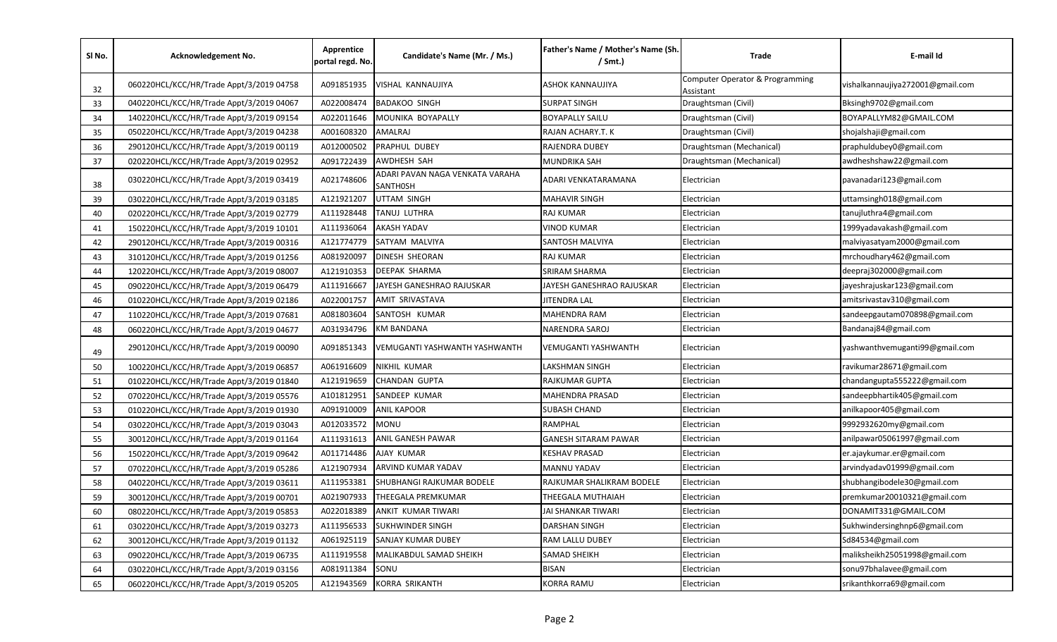| Sl No. | Acknowledgement No. | Apprentice portal regd. No. | Candidate's Name (Mr. / Ms.) | Father's Name / Mother's Name (Sh. / Smt.) | Trade | E-mail Id |
|---|---|---|---|---|---|---|
| 32 | 060220HCL/KCC/HR/Trade Appt/3/2019 04758 | A091851935 | VISHAL KANNAUJIYA | ASHOK KANNAUJIYA | Computer Operator & Programming Assistant | vishalkannaujiya272001@gmail.com |
| 33 | 040220HCL/KCC/HR/Trade Appt/3/2019 04067 | A022008474 | BADAKOO SINGH | SURPAT SINGH | Draughtsman (Civil) | Bksingh9702@gmail.com |
| 34 | 140220HCL/KCC/HR/Trade Appt/3/2019 09154 | A022011646 | MOUNIKA BOYAPALLY | BOYAPALLY SAILU | Draughtsman (Civil) | BOYAPALLYM82@GMAIL.COM |
| 35 | 050220HCL/KCC/HR/Trade Appt/3/2019 04238 | A001608320 | AMALRAJ | RAJAN ACHARY.T. K | Draughtsman (Civil) | shojalshaji@gmail.com |
| 36 | 290120HCL/KCC/HR/Trade Appt/3/2019 00119 | A012000502 | PRAPHUL DUBEY | RAJENDRA DUBEY | Draughtsman (Mechanical) | praphuldubey0@gmail.com |
| 37 | 020220HCL/KCC/HR/Trade Appt/3/2019 02952 | A091722439 | AWDHESH SAH | MUNDRIKA SAH | Draughtsman (Mechanical) | awdheshshaw22@gmail.com |
| 38 | 030220HCL/KCC/HR/Trade Appt/3/2019 03419 | A021748606 | ADARI PAVAN NAGA VENKATA VARAHA SANTHOSH | ADARI VENKATARAMANA | Electrician | pavanadari123@gmail.com |
| 39 | 030220HCL/KCC/HR/Trade Appt/3/2019 03185 | A121921207 | UTTAM SINGH | MAHAVIR SINGH | Electrician | uttamsingh018@gmail.com |
| 40 | 020220HCL/KCC/HR/Trade Appt/3/2019 02779 | A111928448 | TANUJ LUTHRA | RAJ KUMAR | Electrician | tanujluthra4@gmail.com |
| 41 | 150220HCL/KCC/HR/Trade Appt/3/2019 10101 | A111936064 | AKASH YADAV | VINOD KUMAR | Electrician | 1999yadavakash@gmail.com |
| 42 | 290120HCL/KCC/HR/Trade Appt/3/2019 00316 | A121774779 | SATYAM MALVIYA | SANTOSH MALVIYA | Electrician | malviyasatyam2000@gmail.com |
| 43 | 310120HCL/KCC/HR/Trade Appt/3/2019 01256 | A081920097 | DINESH SHEORAN | RAJ KUMAR | Electrician | mrchoudhary462@gmail.com |
| 44 | 120220HCL/KCC/HR/Trade Appt/3/2019 08007 | A121910353 | DEEPAK SHARMA | SRIRAM SHARMA | Electrician | deepraj302000@gmail.com |
| 45 | 090220HCL/KCC/HR/Trade Appt/3/2019 06479 | A111916667 | JAYESH GANESHRAO RAJUSKAR | JAYESH GANESHRAO RAJUSKAR | Electrician | jayeshrajuskar123@gmail.com |
| 46 | 010220HCL/KCC/HR/Trade Appt/3/2019 02186 | A022001757 | AMIT SRIVASTAVA | JITENDRA LAL | Electrician | amitsrivastav310@gmail.com |
| 47 | 110220HCL/KCC/HR/Trade Appt/3/2019 07681 | A081803604 | SANTOSH KUMAR | MAHENDRA RAM | Electrician | sandeepgautam070898@gmail.com |
| 48 | 060220HCL/KCC/HR/Trade Appt/3/2019 04677 | A031934796 | KM BANDANA | NARENDRA SAROJ | Electrician | Bandanaj84@gmail.com |
| 49 | 290120HCL/KCC/HR/Trade Appt/3/2019 00090 | A091851343 | VEMUGANTI YASHWANTH YASHWANTH | VEMUGANTI YASHWANTH | Electrician | yashwanthvemuganti99@gmail.com |
| 50 | 100220HCL/KCC/HR/Trade Appt/3/2019 06857 | A061916609 | NIKHIL KUMAR | LAKSHMAN SINGH | Electrician | ravikumar28671@gmail.com |
| 51 | 010220HCL/KCC/HR/Trade Appt/3/2019 01840 | A121919659 | CHANDAN GUPTA | RAJKUMAR GUPTA | Electrician | chandangupta555222@gmail.com |
| 52 | 070220HCL/KCC/HR/Trade Appt/3/2019 05576 | A101812951 | SANDEEP KUMAR | MAHENDRA PRASAD | Electrician | sandeepbhartik405@gmail.com |
| 53 | 010220HCL/KCC/HR/Trade Appt/3/2019 01930 | A091910009 | ANIL KAPOOR | SUBASH CHAND | Electrician | anilkapoor405@gmail.com |
| 54 | 030220HCL/KCC/HR/Trade Appt/3/2019 03043 | A012033572 | MONU | RAMPHAL | Electrician | 9992932620my@gmail.com |
| 55 | 300120HCL/KCC/HR/Trade Appt/3/2019 01164 | A111931613 | ANIL GANESH PAWAR | GANESH SITARAM PAWAR | Electrician | anilpawar05061997@gmail.com |
| 56 | 150220HCL/KCC/HR/Trade Appt/3/2019 09642 | A011714486 | AJAY KUMAR | KESHAV PRASAD | Electrician | er.ajaykumar.er@gmail.com |
| 57 | 070220HCL/KCC/HR/Trade Appt/3/2019 05286 | A121907934 | ARVIND KUMAR YADAV | MANNU YADAV | Electrician | arvindyadav01999@gmail.com |
| 58 | 040220HCL/KCC/HR/Trade Appt/3/2019 03611 | A111953381 | SHUBHANGI RAJKUMAR BODELE | RAJKUMAR SHALIKRAM BODELE | Electrician | shubhangibodele30@gmail.com |
| 59 | 300120HCL/KCC/HR/Trade Appt/3/2019 00701 | A021907933 | THEEGALA PREMKUMAR | THEEGALA MUTHAIAH | Electrician | premkumar20010321@gmail.com |
| 60 | 080220HCL/KCC/HR/Trade Appt/3/2019 05853 | A022018389 | ANKIT KUMAR TIWARI | JAI SHANKAR TIWARI | Electrician | DONAMIT331@GMAIL.COM |
| 61 | 030220HCL/KCC/HR/Trade Appt/3/2019 03273 | A111956533 | SUKHWINDER SINGH | DARSHAN SINGH | Electrician | Sukhwindersinghnp6@gmail.com |
| 62 | 300120HCL/KCC/HR/Trade Appt/3/2019 01132 | A061925119 | SANJAY KUMAR DUBEY | RAM LALLU DUBEY | Electrician | Sd84534@gmail.com |
| 63 | 090220HCL/KCC/HR/Trade Appt/3/2019 06735 | A111919558 | MALIKABDUL SAMAD SHEIKH | SAMAD SHEIKH | Electrician | maliksheikh25051998@gmail.com |
| 64 | 030220HCL/KCC/HR/Trade Appt/3/2019 03156 | A081911384 | SONU | BISAN | Electrician | sonu97bhalavee@gmail.com |
| 65 | 060220HCL/KCC/HR/Trade Appt/3/2019 05205 | A121943569 | KORRA SRIKANTH | KORRA RAMU | Electrician | srikanthkorra69@gmail.com |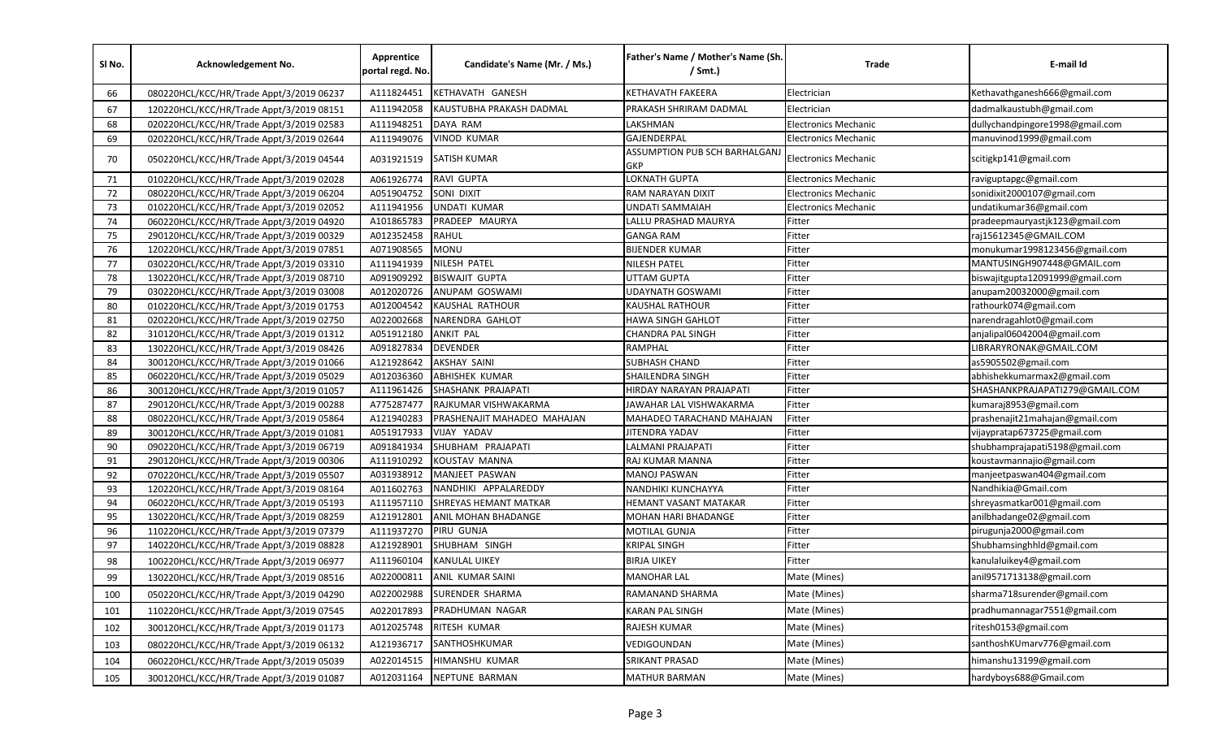| Sl No. | Acknowledgement No. | Apprentice portal regd. No. | Candidate's Name (Mr. / Ms.) | Father's Name / Mother's Name (Sh. / Smt.) | Trade | E-mail Id |
|---|---|---|---|---|---|---|
| 66 | 080220HCL/KCC/HR/Trade Appt/3/2019 06237 | A111824451 | KETHAVATH GANESH | KETHAVATH FAKEERA | Electrician | Kethavathganesh666@gmail.com |
| 67 | 120220HCL/KCC/HR/Trade Appt/3/2019 08151 | A111942058 | KAUSTUBHA PRAKASH DADMAL | PRAKASH SHRIRAM DADMAL | Electrician | dadmalkaustubh@gmail.com |
| 68 | 020220HCL/KCC/HR/Trade Appt/3/2019 02583 | A111948251 | DAYA RAM | LAKSHMAN | Electronics Mechanic | dullychandpingore1998@gmail.com |
| 69 | 020220HCL/KCC/HR/Trade Appt/3/2019 02644 | A111949076 | VINOD KUMAR | GAJENDERPAL | Electronics Mechanic | manuvinod1999@gmail.com |
| 70 | 050220HCL/KCC/HR/Trade Appt/3/2019 04544 | A031921519 | SATISH KUMAR | ASSUMPTION PUB SCH BARHALGANJ GKP | Electronics Mechanic | scitigkp141@gmail.com |
| 71 | 010220HCL/KCC/HR/Trade Appt/3/2019 02028 | A061926774 | RAVI GUPTA | LOKNATH GUPTA | Electronics Mechanic | raviguptapgc@gmail.com |
| 72 | 080220HCL/KCC/HR/Trade Appt/3/2019 06204 | A051904752 | SONI DIXIT | RAM NARAYAN DIXIT | Electronics Mechanic | sonidixit2000107@gmail.com |
| 73 | 010220HCL/KCC/HR/Trade Appt/3/2019 02052 | A111941956 | UNDATI KUMAR | UNDATI SAMMAIAH | Electronics Mechanic | undatikumar36@gmail.com |
| 74 | 060220HCL/KCC/HR/Trade Appt/3/2019 04920 | A101865783 | PRADEEP MAURYA | LALLU PRASHAD MAURYA | Fitter | pradeepmauryastjk123@gmail.com |
| 75 | 290120HCL/KCC/HR/Trade Appt/3/2019 00329 | A012352458 | RAHUL | GANGA RAM | Fitter | raj15612345@GMAIL.COM |
| 76 | 120220HCL/KCC/HR/Trade Appt/3/2019 07851 | A071908565 | MONU | BIJENDER KUMAR | Fitter | monukumar1998123456@gmail.com |
| 77 | 030220HCL/KCC/HR/Trade Appt/3/2019 03310 | A111941939 | NILESH PATEL | NILESH PATEL | Fitter | MANTUSINGH907448@GMAIL.com |
| 78 | 130220HCL/KCC/HR/Trade Appt/3/2019 08710 | A091909292 | BISWAJIT GUPTA | UTTAM GUPTA | Fitter | biswajitgupta12091999@gmail.com |
| 79 | 030220HCL/KCC/HR/Trade Appt/3/2019 03008 | A012020726 | ANUPAM GOSWAMI | UDAYNATH GOSWAMI | Fitter | anupam20032000@gmail.com |
| 80 | 010220HCL/KCC/HR/Trade Appt/3/2019 01753 | A012004542 | KAUSHAL RATHOUR | KAUSHAL RATHOUR | Fitter | rathourk074@gmail.com |
| 81 | 020220HCL/KCC/HR/Trade Appt/3/2019 02750 | A022002668 | NARENDRA GAHLOT | HAWA SINGH GAHLOT | Fitter | narendragahlot0@gmail.com |
| 82 | 310120HCL/KCC/HR/Trade Appt/3/2019 01312 | A051912180 | ANKIT PAL | CHANDRA PAL SINGH | Fitter | anjalipal06042004@gmail.com |
| 83 | 130220HCL/KCC/HR/Trade Appt/3/2019 08426 | A091827834 | DEVENDER | RAMPHAL | Fitter | LIBRARYRONAK@GMAIL.COM |
| 84 | 300120HCL/KCC/HR/Trade Appt/3/2019 01066 | A121928642 | AKSHAY SAINI | SUBHASH CHAND | Fitter | as5905502@gmail.com |
| 85 | 060220HCL/KCC/HR/Trade Appt/3/2019 05029 | A012036360 | ABHISHEK KUMAR | SHAILENDRA SINGH | Fitter | abhishekkumarmax2@gmail.com |
| 86 | 300120HCL/KCC/HR/Trade Appt/3/2019 01057 | A111961426 | SHASHANK PRAJAPATI | HIRDAY NARAYAN PRAJAPATI | Fitter | SHASHANKPRAJAPATI279@GMAIL.COM |
| 87 | 290120HCL/KCC/HR/Trade Appt/3/2019 00288 | A775287477 | RAJKUMAR VISHWAKARMA | JAWAHAR LAL VISHWAKARMA | Fitter | kumaraj8953@gmail.com |
| 88 | 080220HCL/KCC/HR/Trade Appt/3/2019 05864 | A121940283 | PRASHENAJIT MAHADEO MAHAJAN | MAHADEO TARACHAND MAHAJAN | Fitter | prashenajit21mahajan@gmail.com |
| 89 | 300120HCL/KCC/HR/Trade Appt/3/2019 01081 | A051917933 | VIJAY YADAV | JITENDRA YADAV | Fitter | vijaypratap673725@gmail.com |
| 90 | 090220HCL/KCC/HR/Trade Appt/3/2019 06719 | A091841934 | SHUBHAM PRAJAPATI | LALMANI PRAJAPATI | Fitter | shubhamprajapati5198@gmail.com |
| 91 | 290120HCL/KCC/HR/Trade Appt/3/2019 00306 | A111910292 | KOUSTAV MANNA | RAJ KUMAR MANNA | Fitter | koustavmannajio@gmail.com |
| 92 | 070220HCL/KCC/HR/Trade Appt/3/2019 05507 | A031938912 | MANJEET PASWAN | MANOJ PASWAN | Fitter | manjeetpaswan404@gmail.com |
| 93 | 120220HCL/KCC/HR/Trade Appt/3/2019 08164 | A011602763 | NANDHIKI APPALAREDDY | NANDHIKI KUNCHAYYA | Fitter | Nandhikia@Gmail.com |
| 94 | 060220HCL/KCC/HR/Trade Appt/3/2019 05193 | A111957110 | SHREYAS HEMANT MATKAR | HEMANT VASANT MATAKAR | Fitter | shreyasmatkar001@gmail.com |
| 95 | 130220HCL/KCC/HR/Trade Appt/3/2019 08259 | A121912801 | ANIL MOHAN BHADANGE | MOHAN HARI BHADANGE | Fitter | anilbhadange02@gmail.com |
| 96 | 110220HCL/KCC/HR/Trade Appt/3/2019 07379 | A111937270 | PIRU GUNJA | MOTILAL GUNJA | Fitter | pirugunja2000@gmail.com |
| 97 | 140220HCL/KCC/HR/Trade Appt/3/2019 08828 | A121928901 | SHUBHAM SINGH | KRIPAL SINGH | Fitter | Shubhamsinghhld@gmail.com |
| 98 | 100220HCL/KCC/HR/Trade Appt/3/2019 06977 | A111960104 | KANULAL UIKEY | BIRJA UIKEY | Fitter | kanulaluikey4@gmail.com |
| 99 | 130220HCL/KCC/HR/Trade Appt/3/2019 08516 | A022000811 | ANIL KUMAR SAINI | MANOHAR LAL | Mate (Mines) | anil9571713138@gmail.com |
| 100 | 050220HCL/KCC/HR/Trade Appt/3/2019 04290 | A022002988 | SURENDER SHARMA | RAMANAND SHARMA | Mate (Mines) | sharma718surender@gmail.com |
| 101 | 110220HCL/KCC/HR/Trade Appt/3/2019 07545 | A022017893 | PRADHUMAN NAGAR | KARAN PAL SINGH | Mate (Mines) | pradhumannagar7551@gmail.com |
| 102 | 300120HCL/KCC/HR/Trade Appt/3/2019 01173 | A012025748 | RITESH KUMAR | RAJESH KUMAR | Mate (Mines) | ritesh0153@gmail.com |
| 103 | 080220HCL/KCC/HR/Trade Appt/3/2019 06132 | A121936717 | SANTHOSHKUMAR | VEDIGOUNDAN | Mate (Mines) | santhoshKUmarv776@gmail.com |
| 104 | 060220HCL/KCC/HR/Trade Appt/3/2019 05039 | A022014515 | HIMANSHU KUMAR | SRIKANT PRASAD | Mate (Mines) | himanshu13199@gmail.com |
| 105 | 300120HCL/KCC/HR/Trade Appt/3/2019 01087 | A012031164 | NEPTUNE BARMAN | MATHUR BARMAN | Mate (Mines) | hardyboys688@Gmail.com |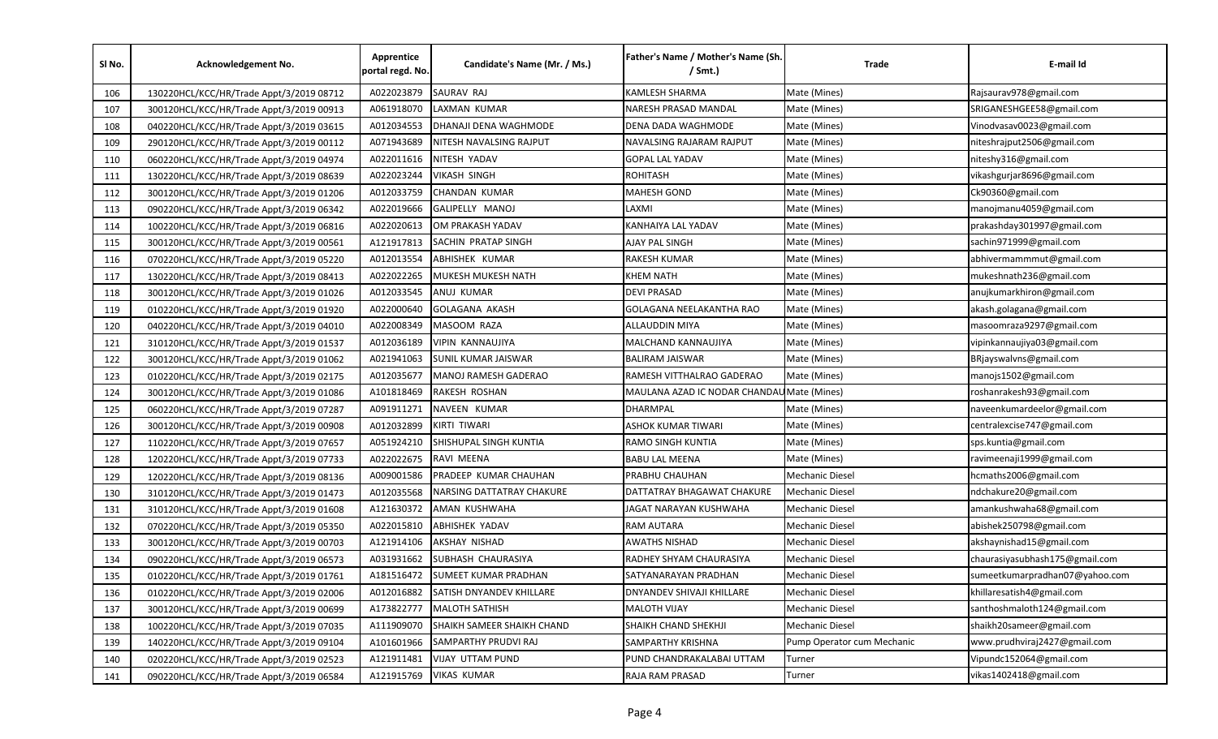| Sl No. | Acknowledgement No. | Apprentice portal regd. No. | Candidate's Name (Mr. / Ms.) | Father's Name / Mother's Name (Sh. / Smt.) | Trade | E-mail Id |
|---|---|---|---|---|---|---|
| 106 | 130220HCL/KCC/HR/Trade Appt/3/2019 08712 | A022023879 | SAURAV RAJ | KAMLESH SHARMA | Mate (Mines) | Rajsaurav978@gmail.com |
| 107 | 300120HCL/KCC/HR/Trade Appt/3/2019 00913 | A061918070 | LAXMAN KUMAR | NARESH PRASAD MANDAL | Mate (Mines) | SRIGANESHGEE58@gmail.com |
| 108 | 040220HCL/KCC/HR/Trade Appt/3/2019 03615 | A012034553 | DHANAJI DENA WAGHMODE | DENA DADA WAGHMODE | Mate (Mines) | Vinodvasav0023@gmail.com |
| 109 | 290120HCL/KCC/HR/Trade Appt/3/2019 00112 | A071943689 | NITESH NAVALSING RAJPUT | NAVALSING RAJARAM RAJPUT | Mate (Mines) | niteshrajput2506@gmail.com |
| 110 | 060220HCL/KCC/HR/Trade Appt/3/2019 04974 | A022011616 | NITESH YADAV | GOPAL LAL YADAV | Mate (Mines) | niteshy316@gmail.com |
| 111 | 130220HCL/KCC/HR/Trade Appt/3/2019 08639 | A022023244 | VIKASH SINGH | ROHITASH | Mate (Mines) | vikashgurjar8696@gmail.com |
| 112 | 300120HCL/KCC/HR/Trade Appt/3/2019 01206 | A012033759 | CHANDAN KUMAR | MAHESH GOND | Mate (Mines) | Ck90360@gmail.com |
| 113 | 090220HCL/KCC/HR/Trade Appt/3/2019 06342 | A022019666 | GALIPELLY MANOJ | LAXMI | Mate (Mines) | manojmanu4059@gmail.com |
| 114 | 100220HCL/KCC/HR/Trade Appt/3/2019 06816 | A022020613 | OM PRAKASH YADAV | KANHAIYA LAL YADAV | Mate (Mines) | prakashday301997@gmail.com |
| 115 | 300120HCL/KCC/HR/Trade Appt/3/2019 00561 | A121917813 | SACHIN PRATAP SINGH | AJAY PAL SINGH | Mate (Mines) | sachin971999@gmail.com |
| 116 | 070220HCL/KCC/HR/Trade Appt/3/2019 05220 | A012013554 | ABHISHEK KUMAR | RAKESH KUMAR | Mate (Mines) | abhivermammmut@gmail.com |
| 117 | 130220HCL/KCC/HR/Trade Appt/3/2019 08413 | A022022265 | MUKESH MUKESH NATH | KHEM NATH | Mate (Mines) | mukeshnath236@gmail.com |
| 118 | 300120HCL/KCC/HR/Trade Appt/3/2019 01026 | A012033545 | ANUJ KUMAR | DEVI PRASAD | Mate (Mines) | anujkumarkhiron@gmail.com |
| 119 | 010220HCL/KCC/HR/Trade Appt/3/2019 01920 | A022000640 | GOLAGANA AKASH | GOLAGANA NEELAKANTHA RAO | Mate (Mines) | akash.golagana@gmail.com |
| 120 | 040220HCL/KCC/HR/Trade Appt/3/2019 04010 | A022008349 | MASOOM RAZA | ALLAUDDIN MIYA | Mate (Mines) | masoomraza9297@gmail.com |
| 121 | 310120HCL/KCC/HR/Trade Appt/3/2019 01537 | A012036189 | VIPIN KANNAUJIYA | MALCHAND KANNAUJIYA | Mate (Mines) | vipinkannaujiya03@gmail.com |
| 122 | 300120HCL/KCC/HR/Trade Appt/3/2019 01062 | A021941063 | SUNIL KUMAR JAISWAR | BALIRAM JAISWAR | Mate (Mines) | BRjayswalvns@gmail.com |
| 123 | 010220HCL/KCC/HR/Trade Appt/3/2019 02175 | A012035677 | MANOJ RAMESH GADERAO | RAMESH VITTHALRAO GADERAO | Mate (Mines) | manojs1502@gmail.com |
| 124 | 300120HCL/KCC/HR/Trade Appt/3/2019 01086 | A101818469 | RAKESH ROSHAN | MAULANA AZAD IC NODAR CHANDAU | Mate (Mines) | roshanrakesh93@gmail.com |
| 125 | 060220HCL/KCC/HR/Trade Appt/3/2019 07287 | A091911271 | NAVEEN KUMAR | DHARMPAL | Mate (Mines) | naveenkumardeelor@gmail.com |
| 126 | 300120HCL/KCC/HR/Trade Appt/3/2019 00908 | A012032899 | KIRTI TIWARI | ASHOK KUMAR TIWARI | Mate (Mines) | centralexcise747@gmail.com |
| 127 | 110220HCL/KCC/HR/Trade Appt/3/2019 07657 | A051924210 | SHISHUPAL SINGH KUNTIA | RAMO SINGH KUNTIA | Mate (Mines) | sps.kuntia@gmail.com |
| 128 | 120220HCL/KCC/HR/Trade Appt/3/2019 07733 | A022022675 | RAVI MEENA | BABU LAL MEENA | Mate (Mines) | ravimeenaji1999@gmail.com |
| 129 | 120220HCL/KCC/HR/Trade Appt/3/2019 08136 | A009001586 | PRADEEP KUMAR CHAUHAN | PRABHU CHAUHAN | Mechanic Diesel | hcmaths2006@gmail.com |
| 130 | 310120HCL/KCC/HR/Trade Appt/3/2019 01473 | A012035568 | NARSING DATTATRAY CHAKURE | DATTATRAY BHAGAWAT CHAKURE | Mechanic Diesel | ndchakure20@gmail.com |
| 131 | 310120HCL/KCC/HR/Trade Appt/3/2019 01608 | A121630372 | AMAN KUSHWAHA | JAGAT NARAYAN KUSHWAHA | Mechanic Diesel | amankushwaha68@gmail.com |
| 132 | 070220HCL/KCC/HR/Trade Appt/3/2019 05350 | A022015810 | ABHISHEK YADAV | RAM AUTARA | Mechanic Diesel | abishek250798@gmail.com |
| 133 | 300120HCL/KCC/HR/Trade Appt/3/2019 00703 | A121914106 | AKSHAY NISHAD | AWATHS NISHAD | Mechanic Diesel | akshaynishad15@gmail.com |
| 134 | 090220HCL/KCC/HR/Trade Appt/3/2019 06573 | A031931662 | SUBHASH CHAURASIYA | RADHEY SHYAM CHAURASIYA | Mechanic Diesel | chaurasiyasubhash175@gmail.com |
| 135 | 010220HCL/KCC/HR/Trade Appt/3/2019 01761 | A181516472 | SUMEET KUMAR PRADHAN | SATYANARAYAN PRADHAN | Mechanic Diesel | sumeetkumarpradhan07@yahoo.com |
| 136 | 010220HCL/KCC/HR/Trade Appt/3/2019 02006 | A012016882 | SATISH DNYANDEV KHILLARE | DNYANDEV SHIVAJI KHILLARE | Mechanic Diesel | khillaresatish4@gmail.com |
| 137 | 300120HCL/KCC/HR/Trade Appt/3/2019 00699 | A173822777 | MALOTH SATHISH | MALOTH VIJAY | Mechanic Diesel | santhoshmaloth124@gmail.com |
| 138 | 100220HCL/KCC/HR/Trade Appt/3/2019 07035 | A111909070 | SHAIKH SAMEER SHAIKH CHAND | SHAIKH CHAND SHEKHJI | Mechanic Diesel | shaikh20sameer@gmail.com |
| 139 | 140220HCL/KCC/HR/Trade Appt/3/2019 09104 | A101601966 | SAMPARTHY PRUDVI RAJ | SAMPARTHY KRISHNA | Pump Operator cum Mechanic | www.prudhviraj2427@gmail.com |
| 140 | 020220HCL/KCC/HR/Trade Appt/3/2019 02523 | A121911481 | VIJAY UTTAM PUND | PUND CHANDRAKALABAI UTTAM | Turner | Vipundc152064@gmail.com |
| 141 | 090220HCL/KCC/HR/Trade Appt/3/2019 06584 | A121915769 | VIKAS KUMAR | RAJA RAM PRASAD | Turner | vikas1402418@gmail.com |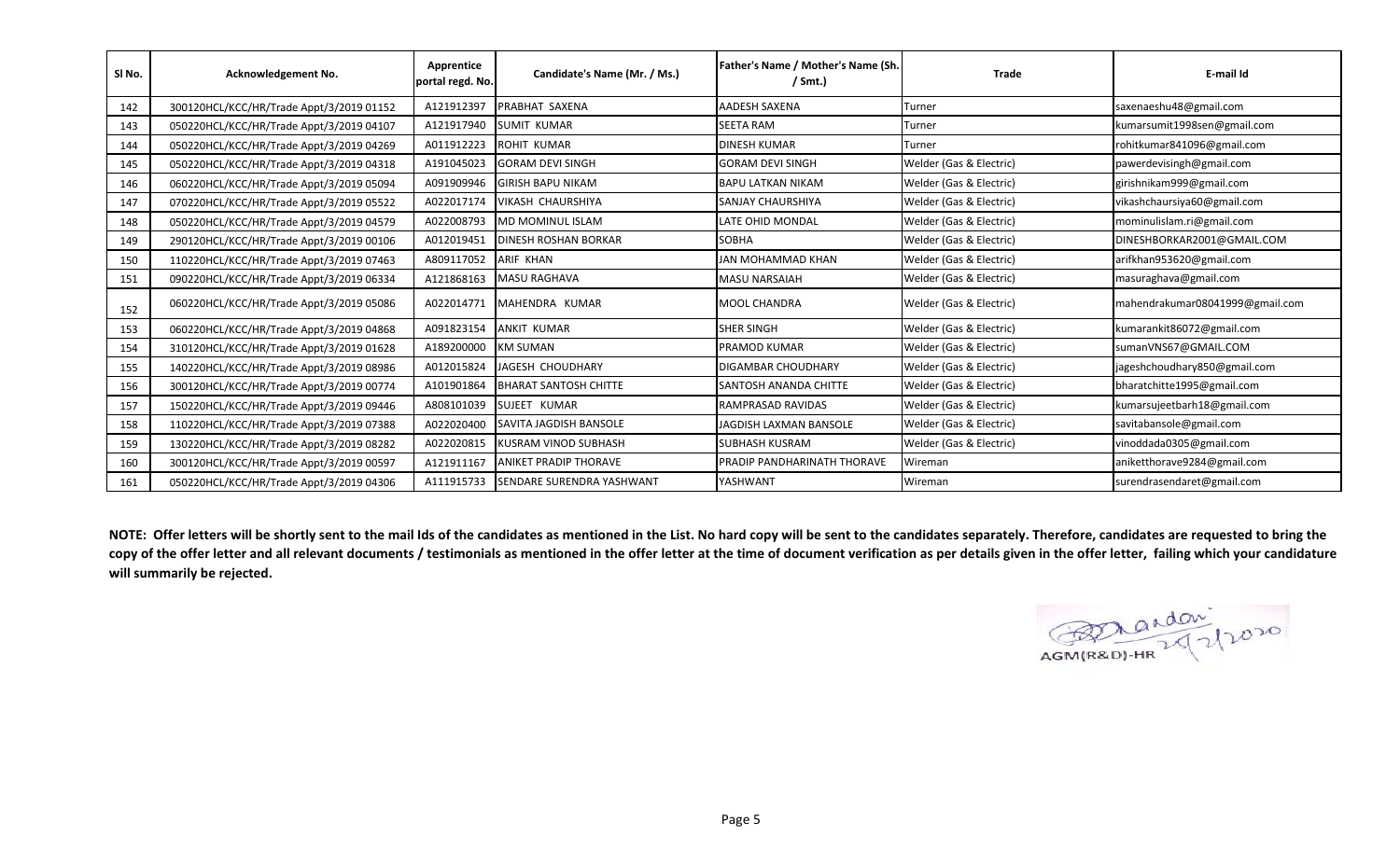| Sl No. | Acknowledgement No. | Apprentice portal regd. No. | Candidate's Name (Mr. / Ms.) | Father's Name / Mother's Name (Sh. / Smt.) | Trade | E-mail Id |
|---|---|---|---|---|---|---|
| 142 | 300120HCL/KCC/HR/Trade Appt/3/2019 01152 | A121912397 | PRABHAT SAXENA | AADESH SAXENA | Turner | saxenaeshu48@gmail.com |
| 143 | 050220HCL/KCC/HR/Trade Appt/3/2019 04107 | A121917940 | SUMIT KUMAR | SEETA RAM | Turner | kumarsumit1998sen@gmail.com |
| 144 | 050220HCL/KCC/HR/Trade Appt/3/2019 04269 | A011912223 | ROHIT KUMAR | DINESH KUMAR | Turner | rohitkumar841096@gmail.com |
| 145 | 050220HCL/KCC/HR/Trade Appt/3/2019 04318 | A191045023 | GORAM DEVI SINGH | GORAM DEVI SINGH | Welder (Gas & Electric) | pawerdevisingh@gmail.com |
| 146 | 060220HCL/KCC/HR/Trade Appt/3/2019 05094 | A091909946 | GIRISH BAPU NIKAM | BAPU LATKAN NIKAM | Welder (Gas & Electric) | girishnikam999@gmail.com |
| 147 | 070220HCL/KCC/HR/Trade Appt/3/2019 05522 | A022017174 | VIKASH CHAURSHIYA | SANJAY CHAURSHIYA | Welder (Gas & Electric) | vikashchaursiya60@gmail.com |
| 148 | 050220HCL/KCC/HR/Trade Appt/3/2019 04579 | A022008793 | MD MOMINUL ISLAM | LATE OHID MONDAL | Welder (Gas & Electric) | mominulislam.ri@gmail.com |
| 149 | 290120HCL/KCC/HR/Trade Appt/3/2019 00106 | A012019451 | DINESH ROSHAN BORKAR | SOBHA | Welder (Gas & Electric) | DINESHBORKAR2001@GMAIL.COM |
| 150 | 110220HCL/KCC/HR/Trade Appt/3/2019 07463 | A809117052 | ARIF KHAN | JAN MOHAMMAD KHAN | Welder (Gas & Electric) | arifkhan953620@gmail.com |
| 151 | 090220HCL/KCC/HR/Trade Appt/3/2019 06334 | A121868163 | MASU RAGHAVA | MASU NARSAIAH | Welder (Gas & Electric) | masuraghava@gmail.com |
| 152 | 060220HCL/KCC/HR/Trade Appt/3/2019 05086 | A022014771 | MAHENDRA KUMAR | MOOL CHANDRA | Welder (Gas & Electric) | mahendrakumar08041999@gmail.com |
| 153 | 060220HCL/KCC/HR/Trade Appt/3/2019 04868 | A091823154 | ANKIT KUMAR | SHER SINGH | Welder (Gas & Electric) | kumarankit86072@gmail.com |
| 154 | 310120HCL/KCC/HR/Trade Appt/3/2019 01628 | A189200000 | KM SUMAN | PRAMOD KUMAR | Welder (Gas & Electric) | sumanVNS67@GMAIL.COM |
| 155 | 140220HCL/KCC/HR/Trade Appt/3/2019 08986 | A012015824 | JAGESH CHOUDHARY | DIGAMBAR CHOUDHARY | Welder (Gas & Electric) | jageshchoudhary850@gmail.com |
| 156 | 300120HCL/KCC/HR/Trade Appt/3/2019 00774 | A101901864 | BHARAT SANTOSH CHITTE | SANTOSH ANANDA CHITTE | Welder (Gas & Electric) | bharatchitte1995@gmail.com |
| 157 | 150220HCL/KCC/HR/Trade Appt/3/2019 09446 | A808101039 | SUJEET KUMAR | RAMPRASAD RAVIDAS | Welder (Gas & Electric) | kumarsujeetbarh18@gmail.com |
| 158 | 110220HCL/KCC/HR/Trade Appt/3/2019 07388 | A022020400 | SAVITA JAGDISH BANSOLE | JAGDISH LAXMAN BANSOLE | Welder (Gas & Electric) | savitabansole@gmail.com |
| 159 | 130220HCL/KCC/HR/Trade Appt/3/2019 08282 | A022020815 | KUSRAM VINOD SUBHASH | SUBHASH KUSRAM | Welder (Gas & Electric) | vinoddada0305@gmail.com |
| 160 | 300120HCL/KCC/HR/Trade Appt/3/2019 00597 | A121911167 | ANIKET PRADIP THORAVE | PRADIP PANDHARINATH THORAVE | Wireman | aniketthorave9284@gmail.com |
| 161 | 050220HCL/KCC/HR/Trade Appt/3/2019 04306 | A111915733 | SENDARE SURENDRA YASHWANT | YASHWANT | Wireman | surendrasendaret@gmail.com |

**NOTE: Offer letters will be shortly sent to the mail Ids of the candidates as mentioned in the List. No hard copy will be sent to the candidates separately. Therefore, candidates are requested to bring the copy of the offer letter and all relevant documents / testimonials as mentioned in the offer letter at the time of document verification as per details given in the offer letter, failing which your candidature will summarily be rejected.**

AGM(R&D)-HR 24/2/2020